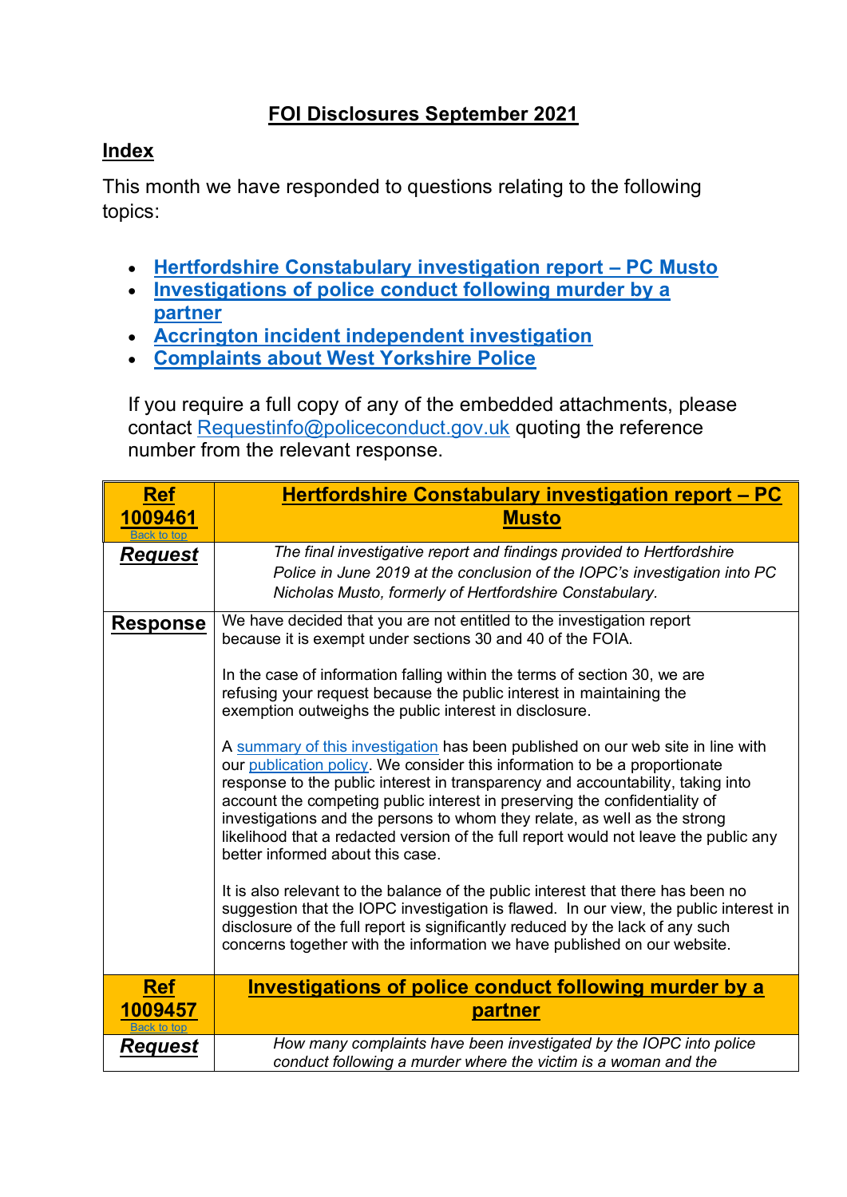# FOI Disclosures September 2021

## Index

This month we have responded to questions relating to the following topics:

- **Hertfordshire Constabulary investigation report – PC Musto**
- **Investigations of police conduct following murder by a partner**
- **Accrington incident independent investigation**
- **Complaints about West Yorkshire Police**

If you require a full copy of any of the embedded attachments, please contact Requestinfo@policeconduct.gov.uk quoting the reference number from the relevant response.

| **Ref 1009461** Back to top | **Hertfordshire Constabulary investigation report – PC Musto** |
|---|---|
| ***Request*** | *The final investigative report and findings provided to Hertfordshire Police in June 2019 at the conclusion of the IOPC's investigation into PC Nicholas Musto, formerly of Hertfordshire Constabulary.* |
| **Response** | We have decided that you are not entitled to the investigation report because it is exempt under sections 30 and 40 of the FOIA.<br><br>In the case of information falling within the terms of section 30, we are refusing your request because the public interest in maintaining the exemption outweighs the public interest in disclosure.<br><br>A summary of this investigation has been published on our web site in line with our publication policy. We consider this information to be a proportionate response to the public interest in transparency and accountability, taking into account the competing public interest in preserving the confidentiality of investigations and the persons to whom they relate, as well as the strong likelihood that a redacted version of the full report would not leave the public any better informed about this case.<br><br>It is also relevant to the balance of the public interest that there has been no suggestion that the IOPC investigation is flawed. In our view, the public interest in disclosure of the full report is significantly reduced by the lack of any such concerns together with the information we have published on our website. |
| **Ref 1009457** Back to top | **Investigations of police conduct following murder by a partner** |
| ***Request*** | *How many complaints have been investigated by the IOPC into police conduct following a murder where the victim is a woman and the* |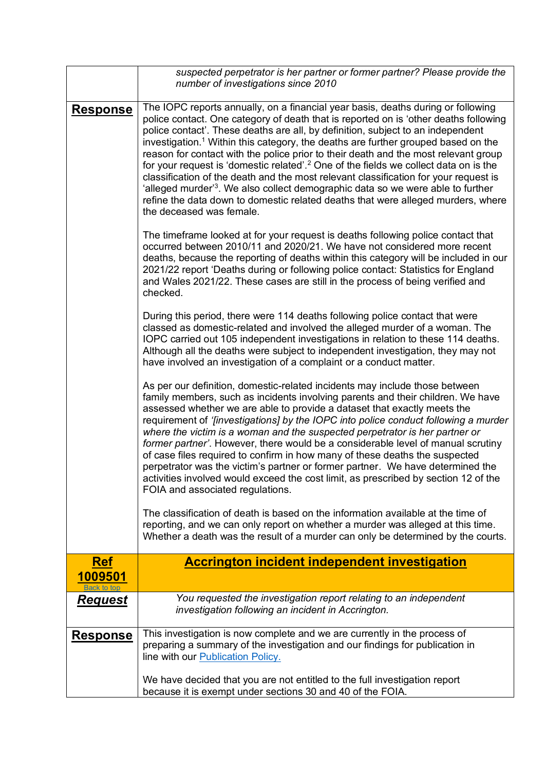| | |
|---|---|
| | *suspected perpetrator is her partner or former partner? Please provide the number of investigations since 2010* |
| **Response** | The IOPC reports annually, on a financial year basis, deaths during or following police contact. One category of death that is reported on is 'other deaths following police contact'. These deaths are all, by definition, subject to an independent investigation.[1] Within this category, the deaths are further grouped based on the reason for contact with the police prior to their death and the most relevant group for your request is 'domestic related'.[2] One of the fields we collect data on is the classification of the death and the most relevant classification for your request is 'alleged murder'[3]. We also collect demographic data so we were able to further refine the data down to domestic related deaths that were alleged murders, where the deceased was female.<br><br>The timeframe looked at for your request is deaths following police contact that occurred between 2010/11 and 2020/21. We have not considered more recent deaths, because the reporting of deaths within this category will be included in our 2021/22 report 'Deaths during or following police contact: Statistics for England and Wales 2021/22. These cases are still in the process of being verified and checked.<br><br>During this period, there were 114 deaths following police contact that were classed as domestic-related and involved the alleged murder of a woman. The IOPC carried out 105 independent investigations in relation to these 114 deaths. Although all the deaths were subject to independent investigation, they may not have involved an investigation of a complaint or a conduct matter.<br><br>As per our definition, domestic-related incidents may include those between family members, such as incidents involving parents and their children. We have assessed whether we are able to provide a dataset that exactly meets the requirement of *'[investigations] by the IOPC into police conduct following a murder where the victim is a woman and the suspected perpetrator is her partner or former partner'*. However, there would be a considerable level of manual scrutiny of case files required to confirm in how many of these deaths the suspected perpetrator was the victim's partner or former partner. We have determined the activities involved would exceed the cost limit, as prescribed by section 12 of the FOIA and associated regulations.<br><br>The classification of death is based on the information available at the time of reporting, and we can only report on whether a murder was alleged at this time. Whether a death was the result of a murder can only be determined by the courts. |
| **Ref 1009501**<br>Back to top | **Accrington incident independent investigation** |
| **Request** | *You requested the investigation report relating to an independent investigation following an incident in Accrington.* |
| **Response** | This investigation is now complete and we are currently in the process of preparing a summary of the investigation and our findings for publication in line with our Publication Policy.<br><br>We have decided that you are not entitled to the full investigation report because it is exempt under sections 30 and 40 of the FOIA. |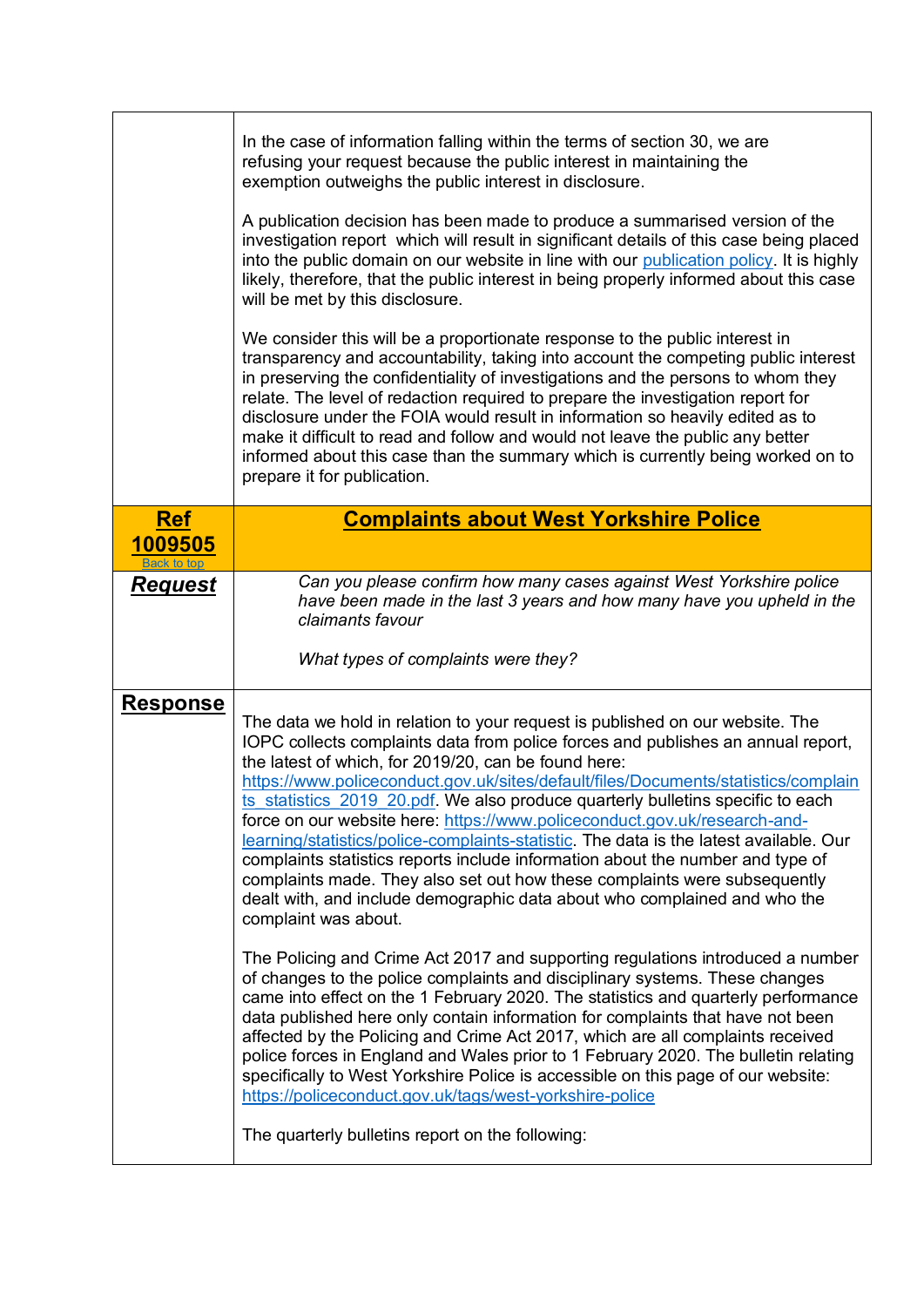| | |
|---|---|
| | In the case of information falling within the terms of section 30, we are refusing your request because the public interest in maintaining the exemption outweighs the public interest in disclosure.<br><br>A publication decision has been made to produce a summarised version of the investigation report which will result in significant details of this case being placed into the public domain on our website in line with our publication policy. It is highly likely, therefore, that the public interest in being properly informed about this case will be met by this disclosure.<br><br>We consider this will be a proportionate response to the public interest in transparency and accountability, taking into account the competing public interest in preserving the confidentiality of investigations and the persons to whom they relate. The level of redaction required to prepare the investigation report for disclosure under the FOIA would result in information so heavily edited as to make it difficult to read and follow and would not leave the public any better informed about this case than the summary which is currently being worked on to prepare it for publication. |
| **Ref 1009505**<br>Back to top | **Complaints about West Yorkshire Police** |
| ***Request*** | *Can you please confirm how many cases against West Yorkshire police have been made in the last 3 years and how many have you upheld in the claimants favour*<br><br>*What types of complaints were they?* |
| **Response** | The data we hold in relation to your request is published on our website. The IOPC collects complaints data from police forces and publishes an annual report, the latest of which, for 2019/20, can be found here: https://www.policeconduct.gov.uk/sites/default/files/Documents/statistics/complaints_statistics_2019_20.pdf. We also produce quarterly bulletins specific to each force on our website here: https://www.policeconduct.gov.uk/research-and-learning/statistics/police-complaints-statistic. The data is the latest available. Our complaints statistics reports include information about the number and type of complaints made. They also set out how these complaints were subsequently dealt with, and include demographic data about who complained and who the complaint was about.<br><br>The Policing and Crime Act 2017 and supporting regulations introduced a number of changes to the police complaints and disciplinary systems. These changes came into effect on the 1 February 2020. The statistics and quarterly performance data published here only contain information for complaints that have not been affected by the Policing and Crime Act 2017, which are all complaints received police forces in England and Wales prior to 1 February 2020. The bulletin relating specifically to West Yorkshire Police is accessible on this page of our website: https://policeconduct.gov.uk/tags/west-yorkshire-police<br><br>The quarterly bulletins report on the following: |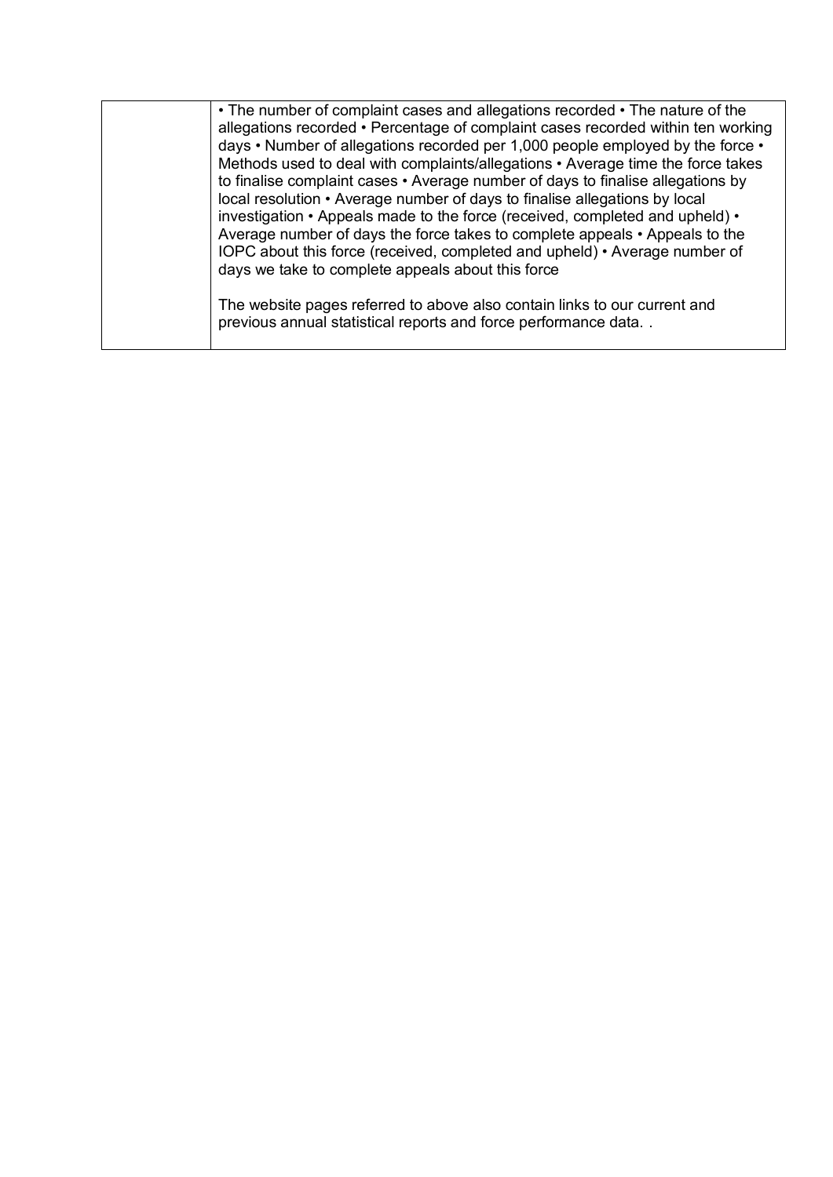| | |
|---|---|
| | • The number of complaint cases and allegations recorded • The nature of the allegations recorded • Percentage of complaint cases recorded within ten working days • Number of allegations recorded per 1,000 people employed by the force • Methods used to deal with complaints/allegations • Average time the force takes to finalise complaint cases • Average number of days to finalise allegations by local resolution • Average number of days to finalise allegations by local investigation • Appeals made to the force (received, completed and upheld) • Average number of days the force takes to complete appeals • Appeals to the IOPC about this force (received, completed and upheld) • Average number of days we take to complete appeals about this force<br><br>The website pages referred to above also contain links to our current and previous annual statistical reports and force performance data. . |